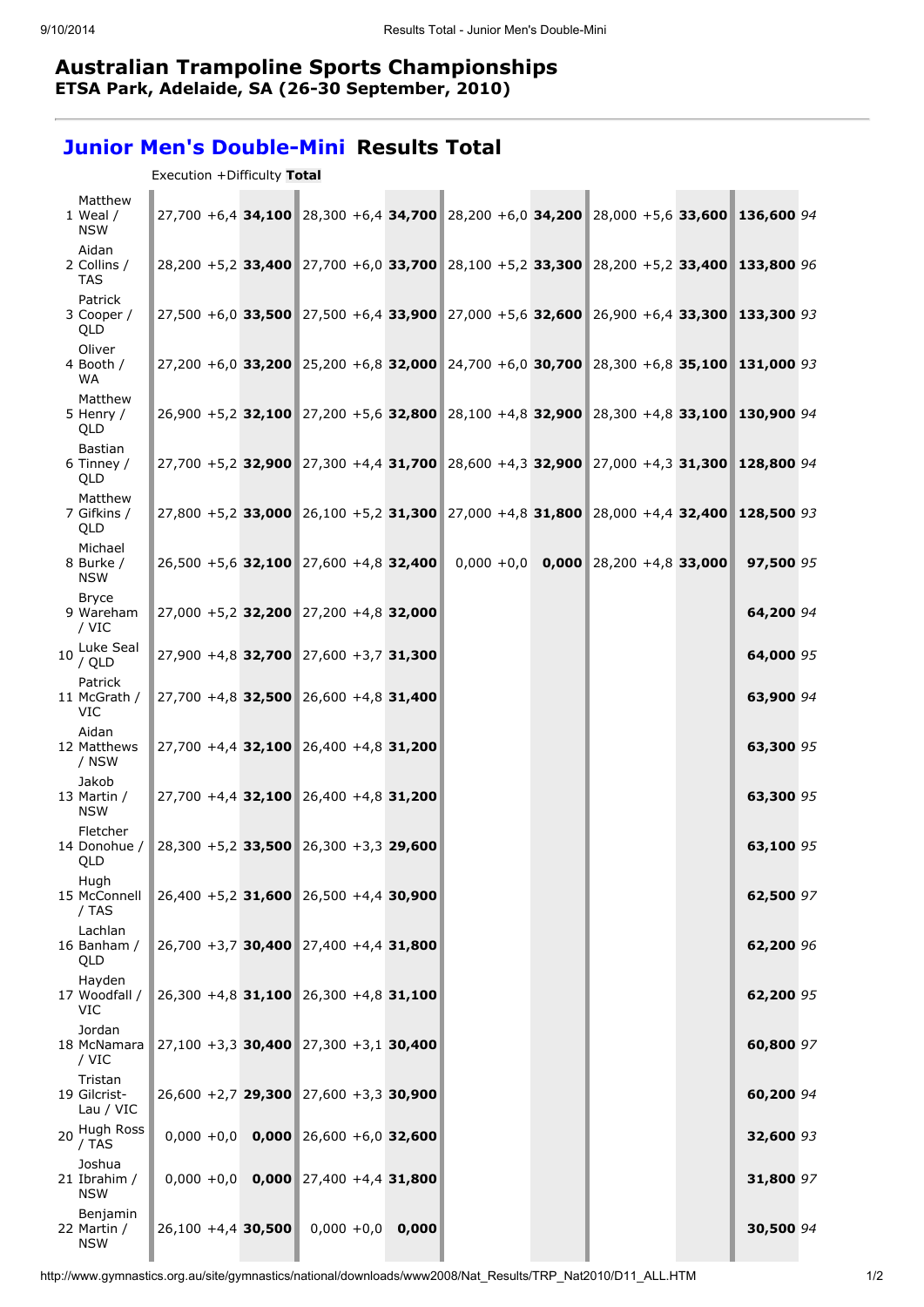# Australian Trampoline Sports Championships

**ETSA Park, Adelaide, SA (26-30 September, 2010)**

## Junior Men's Double-Mini Results Total

| | | Execution | +Difficulty | **Total** | | | | | | | | | | | | |
|---|---|---|---|---|---|---|---|---|---|---|---|---|---|---|---|---|
| 1 | Matthew Weal / NSW | 27,700 | +6,4 | **34,100** | 28,300 | +6,4 | **34,700** | 28,200 | +6,0 | **34,200** | 28,000 | +5,6 | **33,600** | **136,600** | *94* |
| 2 | Aidan Collins / TAS | 28,200 | +5,2 | **33,400** | 27,700 | +6,0 | **33,700** | 28,100 | +5,2 | **33,300** | 28,200 | +5,2 | **33,400** | **133,800** | *96* |
| 3 | Patrick Cooper / QLD | 27,500 | +6,0 | **33,500** | 27,500 | +6,4 | **33,900** | 27,000 | +5,6 | **32,600** | 26,900 | +6,4 | **33,300** | **133,300** | *93* |
| 4 | Oliver Booth / WA | 27,200 | +6,0 | **33,200** | 25,200 | +6,8 | **32,000** | 24,700 | +6,0 | **30,700** | 28,300 | +6,8 | **35,100** | **131,000** | *93* |
| 5 | Matthew Henry / QLD | 26,900 | +5,2 | **32,100** | 27,200 | +5,6 | **32,800** | 28,100 | +4,8 | **32,900** | 28,300 | +4,8 | **33,100** | **130,900** | *94* |
| 6 | Bastian Tinney / QLD | 27,700 | +5,2 | **32,900** | 27,300 | +4,4 | **31,700** | 28,600 | +4,3 | **32,900** | 27,000 | +4,3 | **31,300** | **128,800** | *94* |
| 7 | Matthew Gifkins / QLD | 27,800 | +5,2 | **33,000** | 26,100 | +5,2 | **31,300** | 27,000 | +4,8 | **31,800** | 28,000 | +4,4 | **32,400** | **128,500** | *93* |
| 8 | Michael Burke / NSW | 26,500 | +5,6 | **32,100** | 27,600 | +4,8 | **32,400** | 0,000 | +0,0 | **0,000** | 28,200 | +4,8 | **33,000** | **97,500** | *95* |
| 9 | Bryce Wareham / VIC | 27,000 | +5,2 | **32,200** | 27,200 | +4,8 | **32,000** | | | | | | | **64,200** | *94* |
| 10 | Luke Seal / QLD | 27,900 | +4,8 | **32,700** | 27,600 | +3,7 | **31,300** | | | | | | | **64,000** | *95* |
| 11 | Patrick McGrath / VIC | 27,700 | +4,8 | **32,500** | 26,600 | +4,8 | **31,400** | | | | | | | **63,900** | *94* |
| 12 | Aidan Matthews / NSW | 27,700 | +4,4 | **32,100** | 26,400 | +4,8 | **31,200** | | | | | | | **63,300** | *95* |
| 13 | Jakob Martin / NSW | 27,700 | +4,4 | **32,100** | 26,400 | +4,8 | **31,200** | | | | | | | **63,300** | *95* |
| 14 | Fletcher Donohue / QLD | 28,300 | +5,2 | **33,500** | 26,300 | +3,3 | **29,600** | | | | | | | **63,100** | *95* |
| 15 | Hugh McConnell / TAS | 26,400 | +5,2 | **31,600** | 26,500 | +4,4 | **30,900** | | | | | | | **62,500** | *97* |
| 16 | Lachlan Banham / QLD | 26,700 | +3,7 | **30,400** | 27,400 | +4,4 | **31,800** | | | | | | | **62,200** | *96* |
| 17 | Hayden Woodfall / VIC | 26,300 | +4,8 | **31,100** | 26,300 | +4,8 | **31,100** | | | | | | | **62,200** | *95* |
| 18 | Jordan McNamara / VIC | 27,100 | +3,3 | **30,400** | 27,300 | +3,1 | **30,400** | | | | | | | **60,800** | *97* |
| 19 | Tristan Gilcrist-Lau / VIC | 26,600 | +2,7 | **29,300** | 27,600 | +3,3 | **30,900** | | | | | | | **60,200** | *94* |
| 20 | Hugh Ross / TAS | 0,000 | +0,0 | **0,000** | 26,600 | +6,0 | **32,600** | | | | | | | **32,600** | *93* |
| 21 | Joshua Ibrahim / NSW | 0,000 | +0,0 | **0,000** | 27,400 | +4,4 | **31,800** | | | | | | | **31,800** | *97* |
| 22 | Benjamin Martin / NSW | 26,100 | +4,4 | **30,500** | 0,000 | +0,0 | **0,000** | | | | | | | **30,500** | *94* |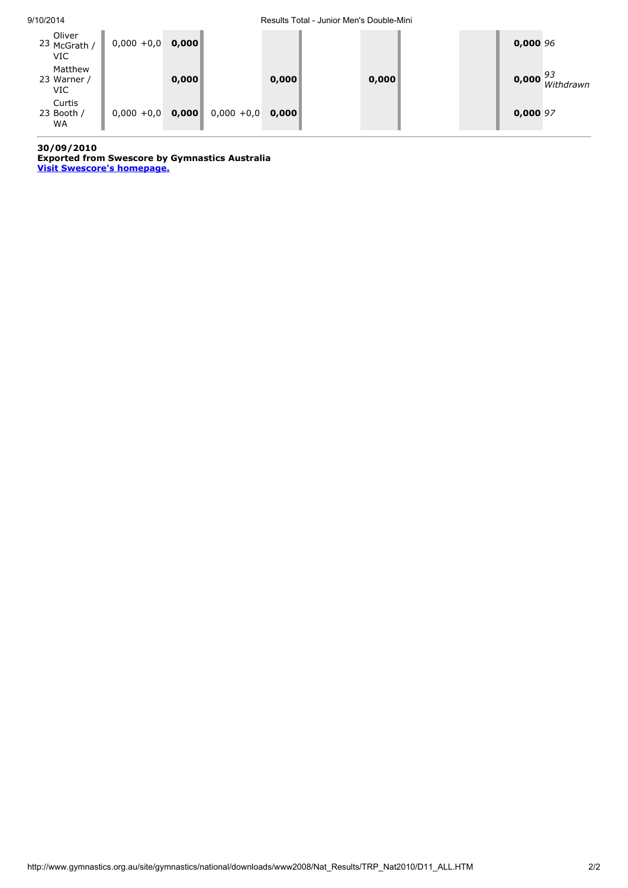| | | | | | | | | | | |
|---|---|---|---|---|---|---|---|---|---|---|
| 23 | Oliver McGrath / VIC | 0,000 +0,0 | **0,000** | | | | | | **0,000** | *96* |
| 23 | Matthew Warner / VIC | | **0,000** | | **0,000** | | **0,000** | | **0,000** | *93 Withdrawn* |
| 23 | Curtis Booth / WA | 0,000 +0,0 | **0,000** | 0,000 +0,0 | **0,000** | | | | **0,000** | *97* |

**30/09/2010**
**Exported from Swescore by Gymnastics Australia**
**Visit Swescore's homepage.**